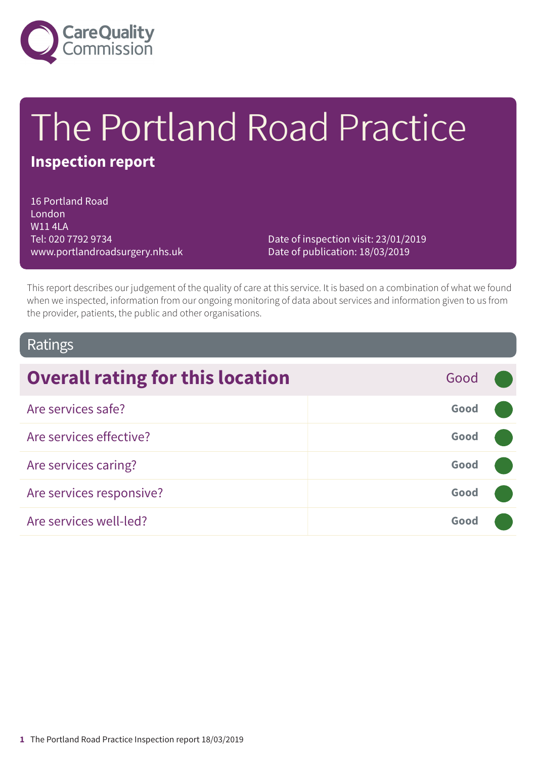Care Quality Commission

# The Portland Road Practice

**Inspection report**

16 Portland Road
London
W11 4LA
Tel: 020 7792 9734
www.portlandroadsurgery.nhs.uk

Date of inspection visit: 23/01/2019
Date of publication: 18/03/2019

This report describes our judgement of the quality of care at this service. It is based on a combination of what we found when we inspected, information from our ongoing monitoring of data about services and information given to us from the provider, patients, the public and other organisations.

## Ratings

| Overall rating for this location | Good |
| --- | --- |
| Are services safe? | Good |
| Are services effective? | Good |
| Are services caring? | Good |
| Are services responsive? | Good |
| Are services well-led? | Good |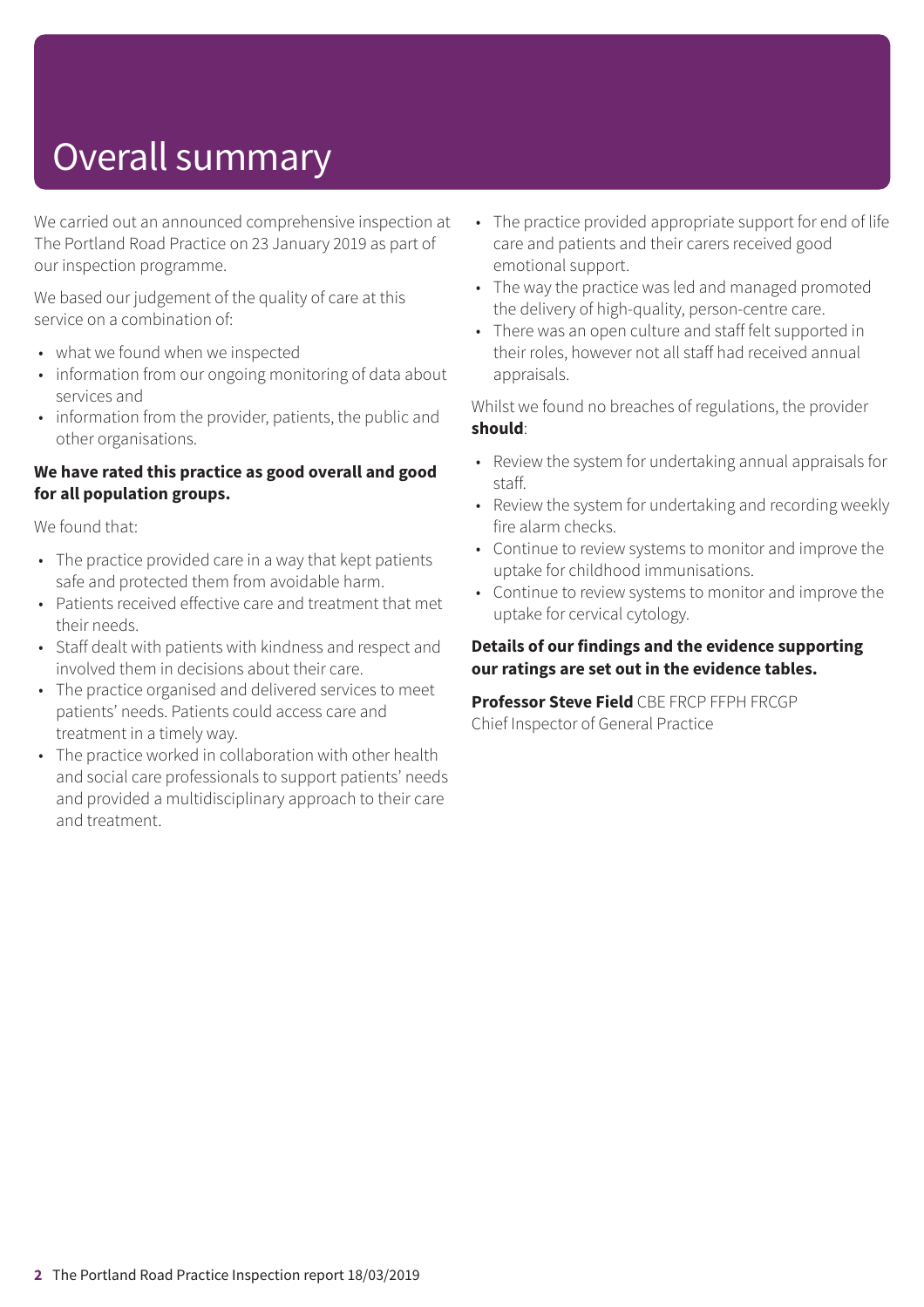# Overall summary

We carried out an announced comprehensive inspection at The Portland Road Practice on 23 January 2019 as part of our inspection programme.

We based our judgement of the quality of care at this service on a combination of:

- what we found when we inspected
- information from our ongoing monitoring of data about services and
- information from the provider, patients, the public and other organisations.

**We have rated this practice as good overall and good for all population groups.**

We found that:

- The practice provided care in a way that kept patients safe and protected them from avoidable harm.
- Patients received effective care and treatment that met their needs.
- Staff dealt with patients with kindness and respect and involved them in decisions about their care.
- The practice organised and delivered services to meet patients' needs. Patients could access care and treatment in a timely way.
- The practice worked in collaboration with other health and social care professionals to support patients' needs and provided a multidisciplinary approach to their care and treatment.
- The practice provided appropriate support for end of life care and patients and their carers received good emotional support.
- The way the practice was led and managed promoted the delivery of high-quality, person-centre care.
- There was an open culture and staff felt supported in their roles, however not all staff had received annual appraisals.

Whilst we found no breaches of regulations, the provider **should**:

- Review the system for undertaking annual appraisals for staff.
- Review the system for undertaking and recording weekly fire alarm checks.
- Continue to review systems to monitor and improve the uptake for childhood immunisations.
- Continue to review systems to monitor and improve the uptake for cervical cytology.

**Details of our findings and the evidence supporting our ratings are set out in the evidence tables.**

**Professor Steve Field** CBE FRCP FFPH FRCGP
Chief Inspector of General Practice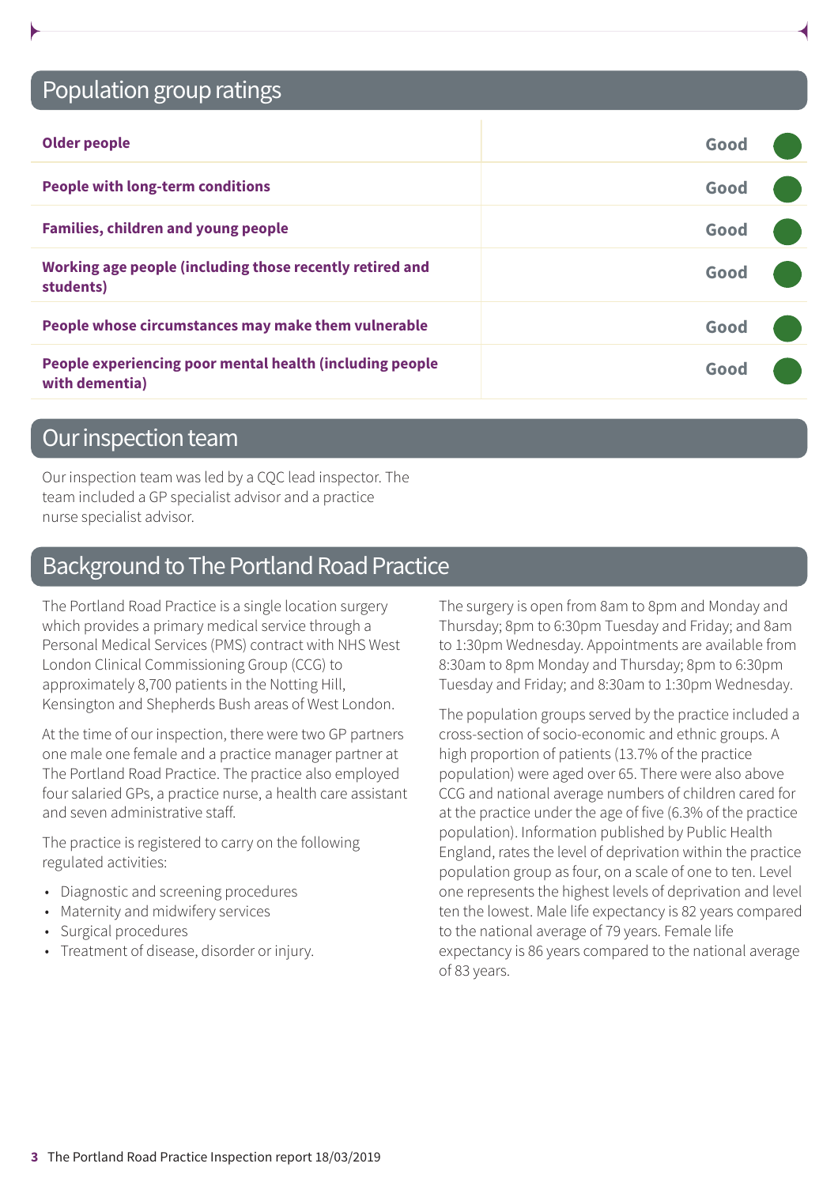## Population group ratings

| | |
|---|---|
| **Older people** | Good |
| **People with long-term conditions** | Good |
| **Families, children and young people** | Good |
| **Working age people (including those recently retired and students)** | Good |
| **People whose circumstances may make them vulnerable** | Good |
| **People experiencing poor mental health (including people with dementia)** | Good |

## Our inspection team

Our inspection team was led by a CQC lead inspector. The team included a GP specialist advisor and a practice nurse specialist advisor.

## Background to The Portland Road Practice

The Portland Road Practice is a single location surgery which provides a primary medical service through a Personal Medical Services (PMS) contract with NHS West London Clinical Commissioning Group (CCG) to approximately 8,700 patients in the Notting Hill, Kensington and Shepherds Bush areas of West London.

At the time of our inspection, there were two GP partners one male one female and a practice manager partner at The Portland Road Practice. The practice also employed four salaried GPs, a practice nurse, a health care assistant and seven administrative staff.

The practice is registered to carry on the following regulated activities:

- Diagnostic and screening procedures
- Maternity and midwifery services
- Surgical procedures
- Treatment of disease, disorder or injury.

The surgery is open from 8am to 8pm and Monday and Thursday; 8pm to 6:30pm Tuesday and Friday; and 8am to 1:30pm Wednesday. Appointments are available from 8:30am to 8pm Monday and Thursday; 8pm to 6:30pm Tuesday and Friday; and 8:30am to 1:30pm Wednesday.

The population groups served by the practice included a cross-section of socio-economic and ethnic groups. A high proportion of patients (13.7% of the practice population) were aged over 65. There were also above CCG and national average numbers of children cared for at the practice under the age of five (6.3% of the practice population). Information published by Public Health England, rates the level of deprivation within the practice population group as four, on a scale of one to ten. Level one represents the highest levels of deprivation and level ten the lowest. Male life expectancy is 82 years compared to the national average of 79 years. Female life expectancy is 86 years compared to the national average of 83 years.